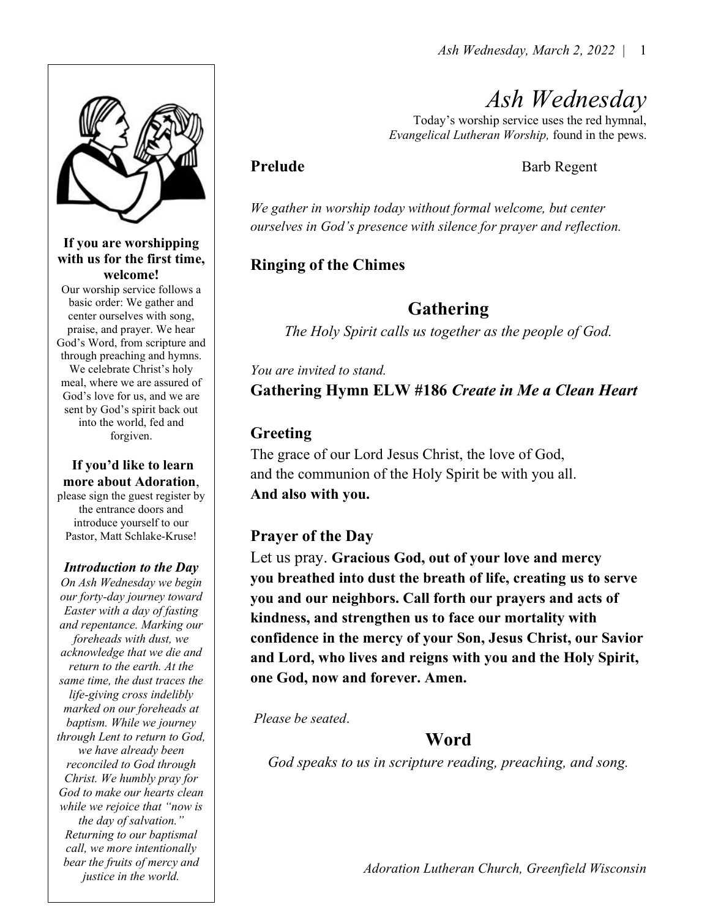# Ash Wednesday

Today's worship service uses the red hymnal, *Evangelical Lutheran Worship,* found in the pews.

**Prelude** Barb Regent

*We gather in worship today without formal welcome, but center ourselves in God's presence with silence for prayer and reflection.*

**Ringing of the Chimes**

## Gathering

*The Holy Spirit calls us together as the people of God.*

*You are invited to stand.*

**Gathering Hymn ELW #186 *Create in Me a Clean Heart***

**Greeting**

The grace of our Lord Jesus Christ, the love of God,
and the communion of the Holy Spirit be with you all.
**And also with you.**

**Prayer of the Day**

Let us pray. **Gracious God, out of your love and mercy you breathed into dust the breath of life, creating us to serve you and our neighbors. Call forth our prayers and acts of kindness, and strengthen us to face our mortality with confidence in the mercy of your Son, Jesus Christ, our Savior and Lord, who lives and reigns with you and the Holy Spirit, one God, now and forever. Amen.**

*Please be seated*.

## Word

*God speaks to us in scripture reading, preaching, and song.*

---

**If you are worshipping with us for the first time, welcome!**
Our worship service follows a basic order: We gather and center ourselves with song, praise, and prayer. We hear God's Word, from scripture and through preaching and hymns. We celebrate Christ's holy meal, where we are assured of God's love for us, and we are sent by God's spirit back out into the world, fed and forgiven.

**If you'd like to learn more about Adoration**, please sign the guest register by the entrance doors and introduce yourself to our Pastor, Matt Schlake-Kruse!

***Introduction to the Day***
*On Ash Wednesday we begin our forty-day journey toward Easter with a day of fasting and repentance. Marking our foreheads with dust, we acknowledge that we die and return to the earth. At the same time, the dust traces the life-giving cross indelibly marked on our foreheads at baptism. While we journey through Lent to return to God, we have already been reconciled to God through Christ. We humbly pray for God to make our hearts clean while we rejoice that "now is the day of salvation." Returning to our baptismal call, we more intentionally bear the fruits of mercy and justice in the world.*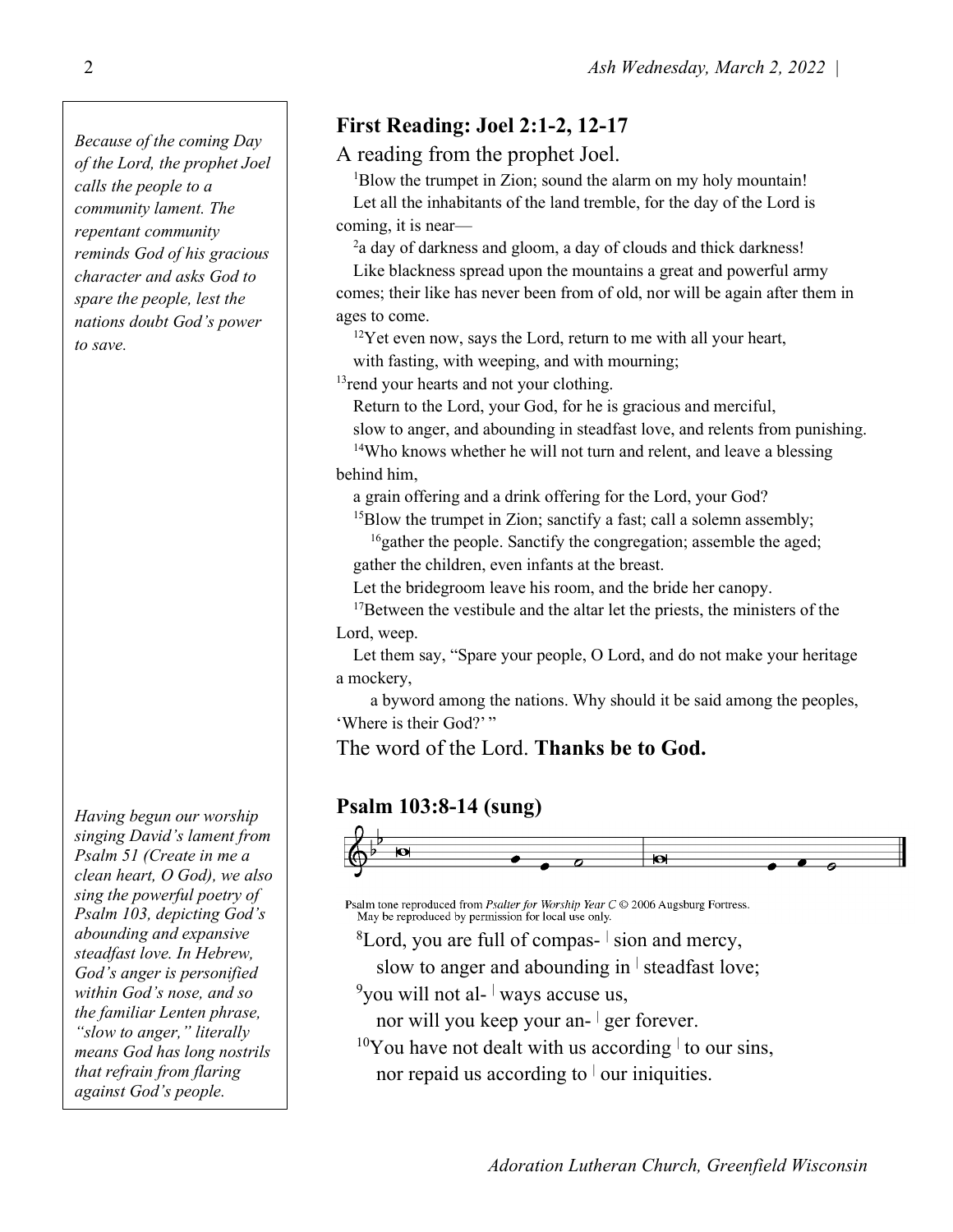*Because of the coming Day of the Lord, the prophet Joel calls the people to a community lament. The repentant community reminds God of his gracious character and asks God to spare the people, lest the nations doubt God's power to save.*

## First Reading: Joel 2:1-2, 12-17

A reading from the prophet Joel.

[1]Blow the trumpet in Zion; sound the alarm on my holy mountain!
Let all the inhabitants of the land tremble, for the day of the Lord is coming, it is near—

[2]a day of darkness and gloom, a day of clouds and thick darkness!
Like blackness spread upon the mountains a great and powerful army comes; their like has never been from of old, nor will be again after them in ages to come.

[12]Yet even now, says the Lord, return to me with all your heart,
with fasting, with weeping, and with mourning;
[13]rend your hearts and not your clothing.
Return to the Lord, your God, for he is gracious and merciful,
slow to anger, and abounding in steadfast love, and relents from punishing.
[14]Who knows whether he will not turn and relent, and leave a blessing behind him,
a grain offering and a drink offering for the Lord, your God?
[15]Blow the trumpet in Zion; sanctify a fast; call a solemn assembly;
[16]gather the people. Sanctify the congregation; assemble the aged;
gather the children, even infants at the breast.
Let the bridegroom leave his room, and the bride her canopy.
[17]Between the vestibule and the altar let the priests, the ministers of the Lord, weep.
Let them say, "Spare your people, O Lord, and do not make your heritage a mockery,
a byword among the nations. Why should it be said among the peoples, 'Where is their God?' "

The word of the Lord. **Thanks be to God.**

*Having begun our worship singing David's lament from Psalm 51 (Create in me a clean heart, O God), we also sing the powerful poetry of Psalm 103, depicting God's abounding and expansive steadfast love. In Hebrew, God's anger is personified within God's nose, and so the familiar Lenten phrase, "slow to anger," literally means God has long nostrils that refrain from flaring against God's people.*

## Psalm 103:8-14 (sung)

Psalm tone reproduced from *Psalter for Worship Year C* © 2006 Augsburg Fortress.
May be reproduced by permission for local use only.

[8]Lord, you are full of compas- | sion and mercy,
slow to anger and abounding in | steadfast love;
[9]you will not al- | ways accuse us,
nor will you keep your an- | ger forever.
[10]You have not dealt with us according | to our sins,
nor repaid us according to | our iniquities.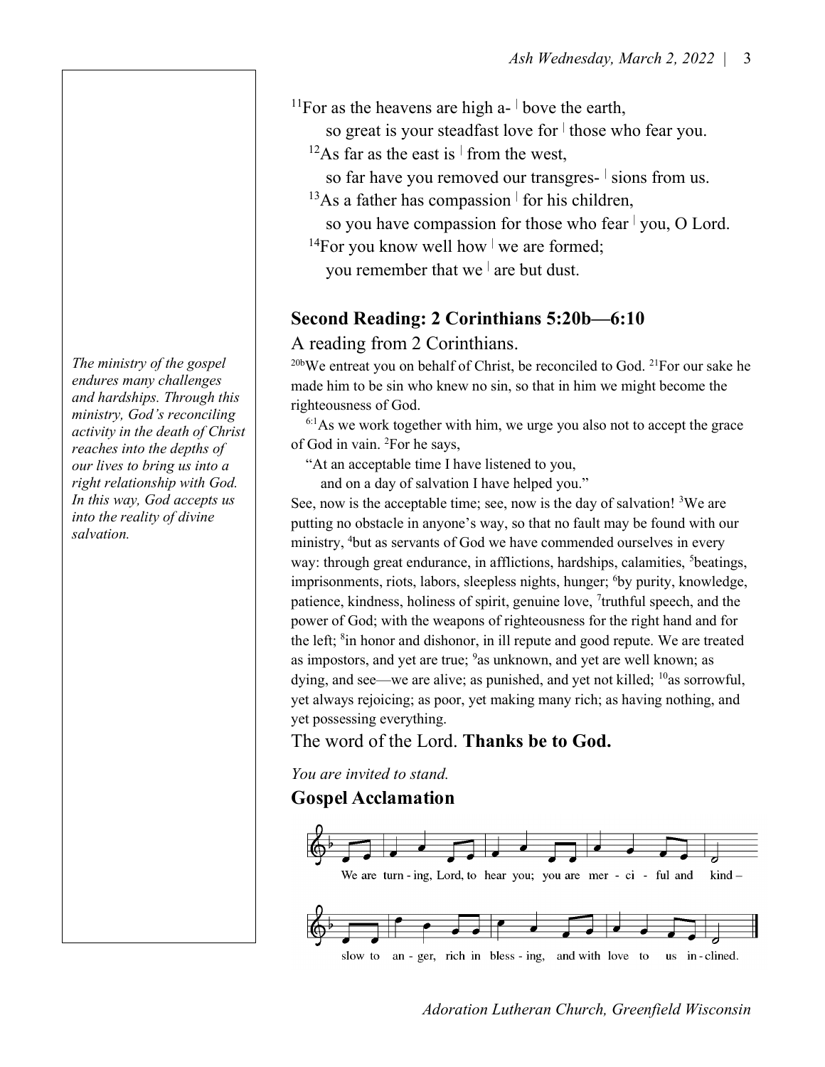[11]For as the heavens are high a- | bove the earth,
so great is your steadfast love for | those who fear you.
[12]As far as the east is | from the west,
so far have you removed our transgres- | sions from us.
[13]As a father has compassion | for his children,
so you have compassion for those who fear | you, O Lord.
[14]For you know well how | we are formed;
you remember that we | are but dust.

## Second Reading: 2 Corinthians 5:20b—6:10

*The ministry of the gospel endures many challenges and hardships. Through this ministry, God's reconciling activity in the death of Christ reaches into the depths of our lives to bring us into a right relationship with God. In this way, God accepts us into the reality of divine salvation.*

A reading from 2 Corinthians.

[20b]We entreat you on behalf of Christ, be reconciled to God. [21]For our sake he made him to be sin who knew no sin, so that in him we might become the righteousness of God.

[6:1]As we work together with him, we urge you also not to accept the grace of God in vain. [2]For he says,

"At an acceptable time I have listened to you,
and on a day of salvation I have helped you."

See, now is the acceptable time; see, now is the day of salvation! [3]We are putting no obstacle in anyone's way, so that no fault may be found with our ministry, [4]but as servants of God we have commended ourselves in every way: through great endurance, in afflictions, hardships, calamities, [5]beatings, imprisonments, riots, labors, sleepless nights, hunger; [6]by purity, knowledge, patience, kindness, holiness of spirit, genuine love, [7]truthful speech, and the power of God; with the weapons of righteousness for the right hand and for the left; [8]in honor and dishonor, in ill repute and good repute. We are treated as impostors, and yet are true; [9]as unknown, and yet are well known; as dying, and see—we are alive; as punished, and yet not killed; [10]as sorrowful, yet always rejoicing; as poor, yet making many rich; as having nothing, and yet possessing everything.

The word of the Lord. **Thanks be to God.**

*You are invited to stand.*

## Gospel Acclamation

We are turn - ing, Lord, to hear you; you are mer - ci - ful and kind – slow to an - ger, rich in bless - ing, and with love to us in - clined.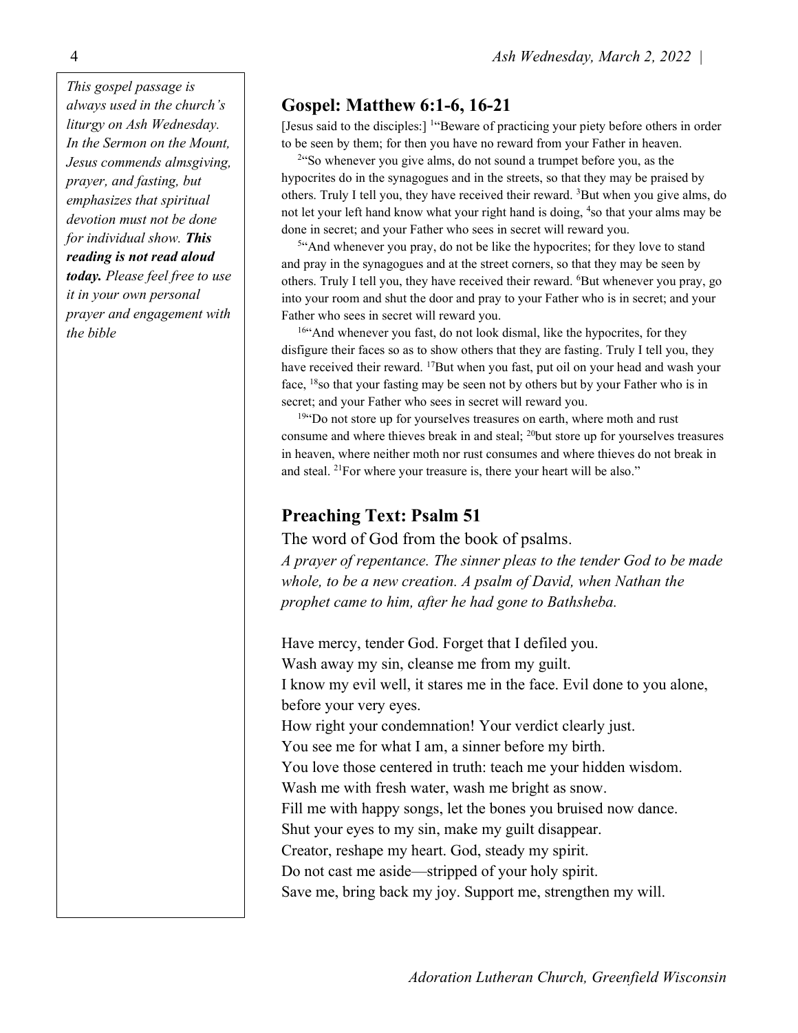*This gospel passage is always used in the church's liturgy on Ash Wednesday. In the Sermon on the Mount, Jesus commends almsgiving, prayer, and fasting, but emphasizes that spiritual devotion must not be done for individual show.* ***This reading is not read aloud today.*** *Please feel free to use it in your own personal prayer and engagement with the bible*

## Gospel: Matthew 6:1-6, 16-21

[Jesus said to the disciples:] [1]"Beware of practicing your piety before others in order to be seen by them; for then you have no reward from your Father in heaven.

[2]"So whenever you give alms, do not sound a trumpet before you, as the hypocrites do in the synagogues and in the streets, so that they may be praised by others. Truly I tell you, they have received their reward. [3]But when you give alms, do not let your left hand know what your right hand is doing, [4]so that your alms may be done in secret; and your Father who sees in secret will reward you.

[5]"And whenever you pray, do not be like the hypocrites; for they love to stand and pray in the synagogues and at the street corners, so that they may be seen by others. Truly I tell you, they have received their reward. [6]But whenever you pray, go into your room and shut the door and pray to your Father who is in secret; and your Father who sees in secret will reward you.

[16]"And whenever you fast, do not look dismal, like the hypocrites, for they disfigure their faces so as to show others that they are fasting. Truly I tell you, they have received their reward. [17]But when you fast, put oil on your head and wash your face, [18]so that your fasting may be seen not by others but by your Father who is in secret; and your Father who sees in secret will reward you.

[19]"Do not store up for yourselves treasures on earth, where moth and rust consume and where thieves break in and steal; [20]but store up for yourselves treasures in heaven, where neither moth nor rust consumes and where thieves do not break in and steal. [21]For where your treasure is, there your heart will be also."

## Preaching Text: Psalm 51

The word of God from the book of psalms.

*A prayer of repentance. The sinner pleas to the tender God to be made whole, to be a new creation. A psalm of David, when Nathan the prophet came to him, after he had gone to Bathsheba.*

Have mercy, tender God. Forget that I defiled you.
Wash away my sin, cleanse me from my guilt.
I know my evil well, it stares me in the face. Evil done to you alone, before your very eyes.
How right your condemnation! Your verdict clearly just.
You see me for what I am, a sinner before my birth.
You love those centered in truth: teach me your hidden wisdom.
Wash me with fresh water, wash me bright as snow.
Fill me with happy songs, let the bones you bruised now dance.
Shut your eyes to my sin, make my guilt disappear.
Creator, reshape my heart. God, steady my spirit.
Do not cast me aside—stripped of your holy spirit.
Save me, bring back my joy. Support me, strengthen my will.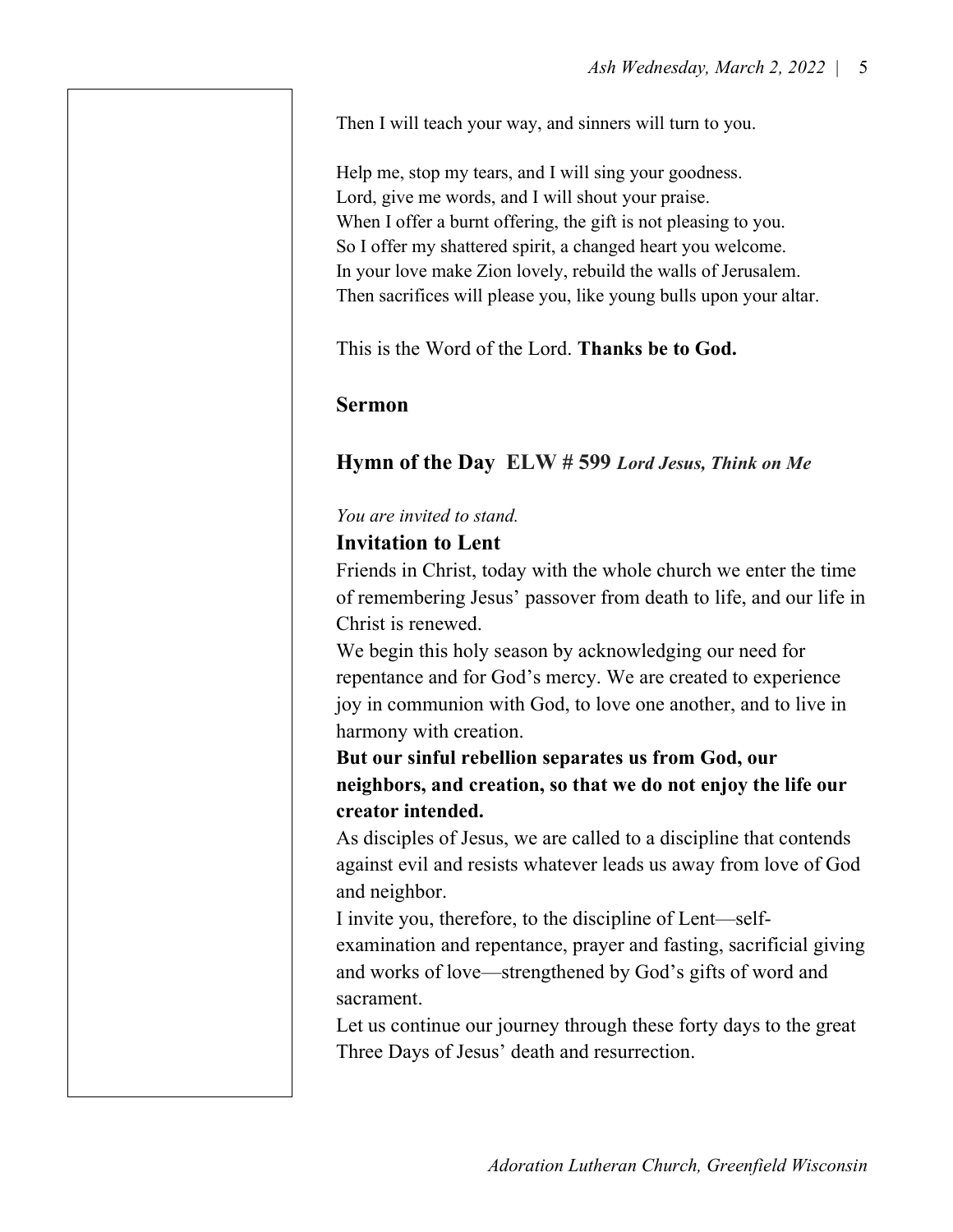Then I will teach your way, and sinners will turn to you.

Help me, stop my tears, and I will sing your goodness.
Lord, give me words, and I will shout your praise.
When I offer a burnt offering, the gift is not pleasing to you.
So I offer my shattered spirit, a changed heart you welcome.
In your love make Zion lovely, rebuild the walls of Jerusalem.
Then sacrifices will please you, like young bulls upon your altar.

This is the Word of the Lord. **Thanks be to God.**

## Sermon

## Hymn of the Day ELW # 599 *Lord Jesus, Think on Me*

*You are invited to stand.*

## Invitation to Lent

Friends in Christ, today with the whole church we enter the time of remembering Jesus' passover from death to life, and our life in Christ is renewed.

We begin this holy season by acknowledging our need for repentance and for God's mercy. We are created to experience joy in communion with God, to love one another, and to live in harmony with creation.

**But our sinful rebellion separates us from God, our neighbors, and creation, so that we do not enjoy the life our creator intended.**

As disciples of Jesus, we are called to a discipline that contends against evil and resists whatever leads us away from love of God and neighbor.

I invite you, therefore, to the discipline of Lent—self-examination and repentance, prayer and fasting, sacrificial giving and works of love—strengthened by God's gifts of word and sacrament.

Let us continue our journey through these forty days to the great Three Days of Jesus' death and resurrection.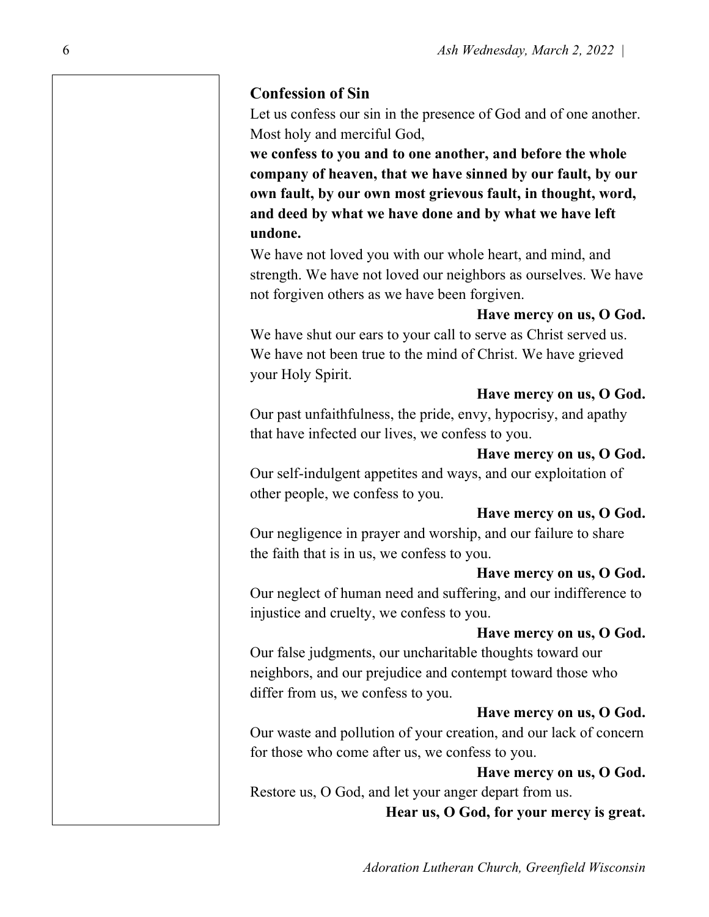## Confession of Sin

Let us confess our sin in the presence of God and of one another. Most holy and merciful God,

**we confess to you and to one another, and before the whole company of heaven, that we have sinned by our fault, by our own fault, by our own most grievous fault, in thought, word, and deed by what we have done and by what we have left undone.**

We have not loved you with our whole heart, and mind, and strength. We have not loved our neighbors as ourselves. We have not forgiven others as we have been forgiven.

**Have mercy on us, O God.**

We have shut our ears to your call to serve as Christ served us. We have not been true to the mind of Christ. We have grieved your Holy Spirit.

**Have mercy on us, O God.**

Our past unfaithfulness, the pride, envy, hypocrisy, and apathy that have infected our lives, we confess to you.

**Have mercy on us, O God.**

Our self-indulgent appetites and ways, and our exploitation of other people, we confess to you.

**Have mercy on us, O God.**

Our negligence in prayer and worship, and our failure to share the faith that is in us, we confess to you.

**Have mercy on us, O God.**

Our neglect of human need and suffering, and our indifference to injustice and cruelty, we confess to you.

**Have mercy on us, O God.**

Our false judgments, our uncharitable thoughts toward our neighbors, and our prejudice and contempt toward those who differ from us, we confess to you.

**Have mercy on us, O God.**

Our waste and pollution of your creation, and our lack of concern for those who come after us, we confess to you.

**Have mercy on us, O God.**

Restore us, O God, and let your anger depart from us.

**Hear us, O God, for your mercy is great.**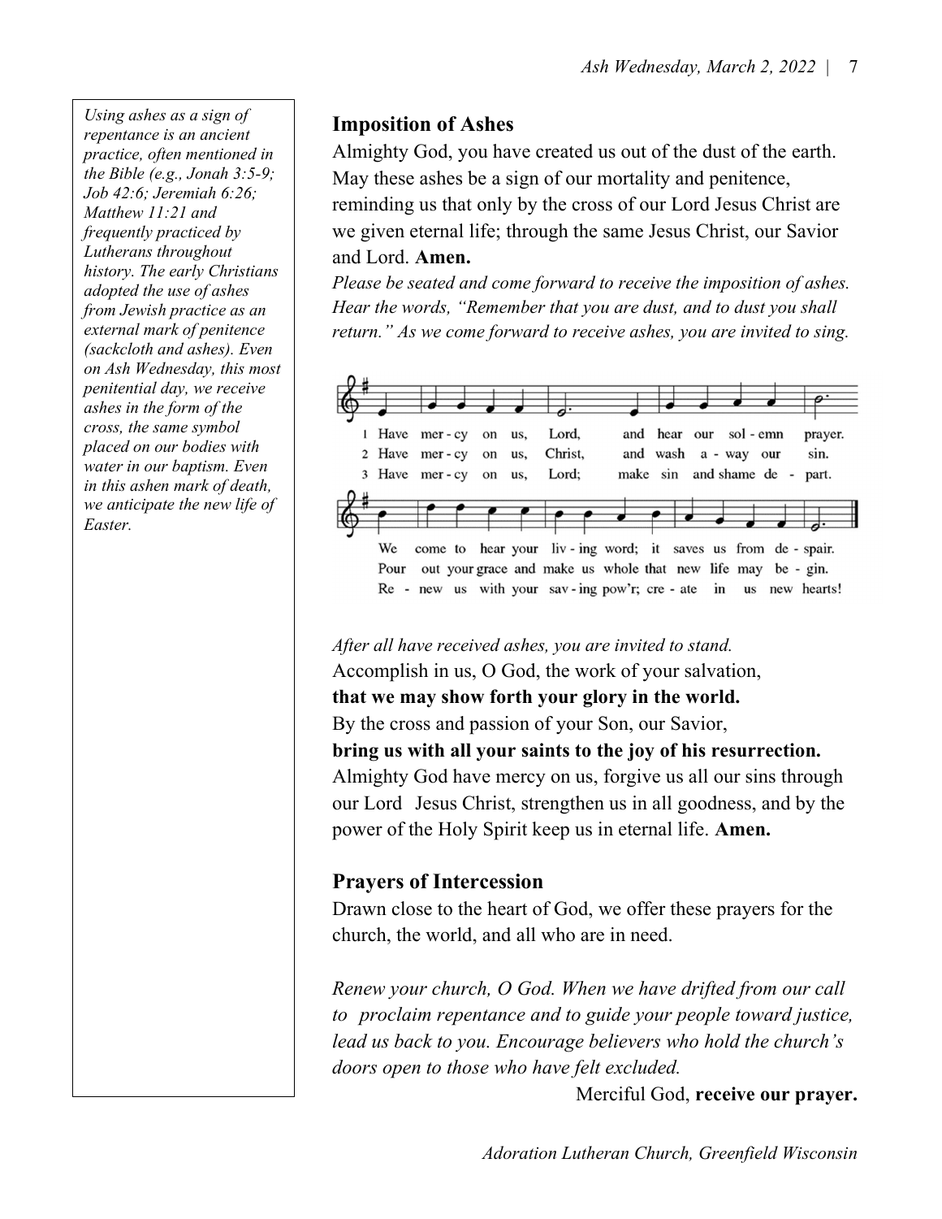*Using ashes as a sign of repentance is an ancient practice, often mentioned in the Bible (e.g., Jonah 3:5-9; Job 42:6; Jeremiah 6:26; Matthew 11:21 and frequently practiced by Lutherans throughout history. The early Christians adopted the use of ashes from Jewish practice as an external mark of penitence (sackcloth and ashes). Even on Ash Wednesday, this most penitential day, we receive ashes in the form of the cross, the same symbol placed on our bodies with water in our baptism. Even in this ashen mark of death, we anticipate the new life of Easter.*

## Imposition of Ashes

Almighty God, you have created us out of the dust of the earth. May these ashes be a sign of our mortality and penitence, reminding us that only by the cross of our Lord Jesus Christ are we given eternal life; through the same Jesus Christ, our Savior and Lord. **Amen.**

*Please be seated and come forward to receive the imposition of ashes. Hear the words, "Remember that you are dust, and to dust you shall return." As we come forward to receive ashes, you are invited to sing.*

1 Have mercy on us, Lord, and hear our solemn prayer. We come to hear your living word; it saves us from despair.
2 Have mercy on us, Christ, and wash away our sin. Pour out your grace and make us whole that new life may begin.
3 Have mercy on us, Lord; make sin and shame depart. Renew us with your saving pow'r; create in us new hearts!

*After all have received ashes, you are invited to stand.*

Accomplish in us, O God, the work of your salvation,
**that we may show forth your glory in the world.**
By the cross and passion of your Son, our Savior,
**bring us with all your saints to the joy of his resurrection.**
Almighty God have mercy on us, forgive us all our sins through our Lord Jesus Christ, strengthen us in all goodness, and by the power of the Holy Spirit keep us in eternal life. **Amen.**

## Prayers of Intercession

Drawn close to the heart of God, we offer these prayers for the church, the world, and all who are in need.

*Renew your church, O God. When we have drifted from our call to proclaim repentance and to guide your people toward justice, lead us back to you. Encourage believers who hold the church's doors open to those who have felt excluded.*

Merciful God, **receive our prayer.**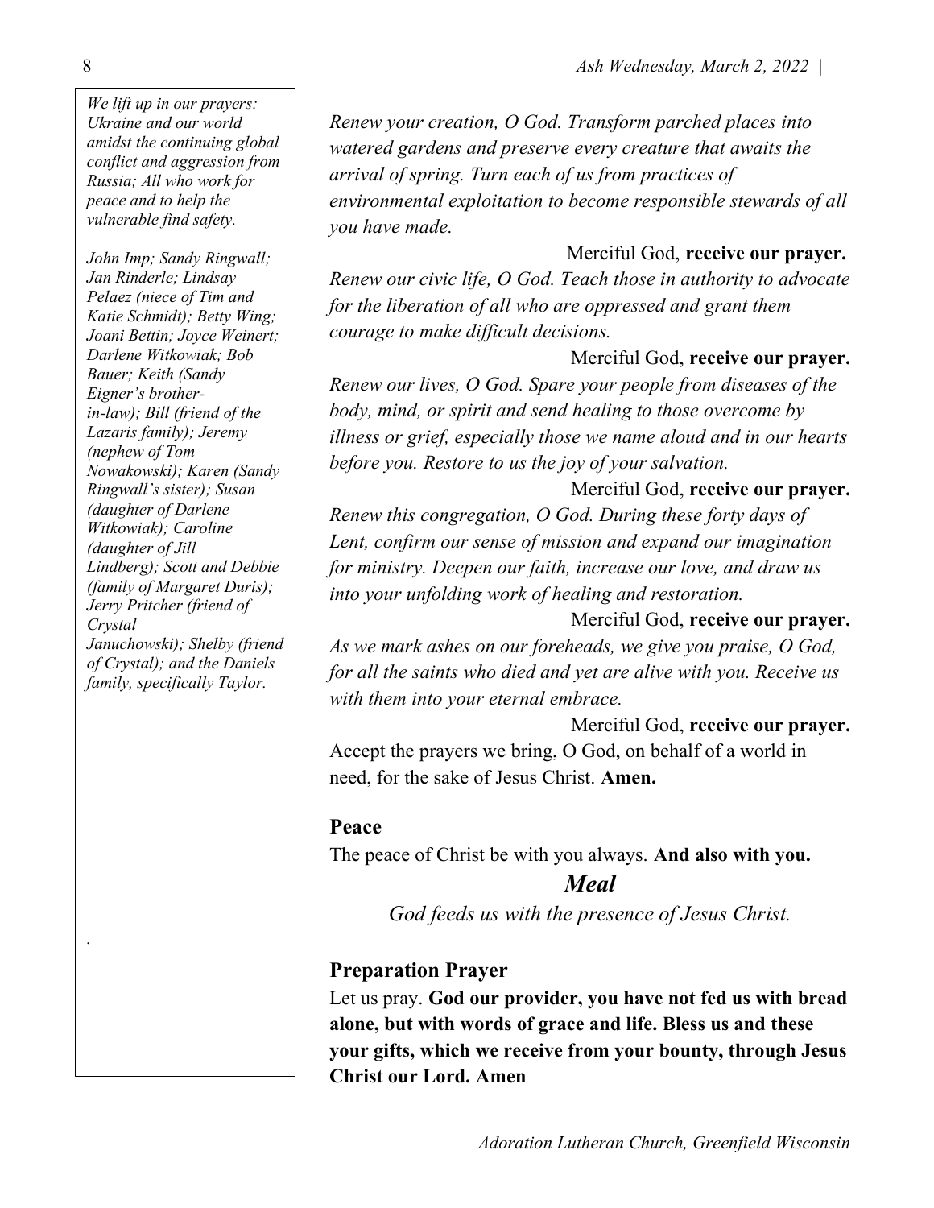*We lift up in our prayers: Ukraine and our world amidst the continuing global conflict and aggression from Russia; All who work for peace and to help the vulnerable find safety.*

*John Imp; Sandy Ringwall; Jan Rinderle; Lindsay Pelaez (niece of Tim and Katie Schmidt); Betty Wing; Joani Bettin; Joyce Weinert; Darlene Witkowiak; Bob Bauer; Keith (Sandy Eigner's brother-in-law); Bill (friend of the Lazaris family); Jeremy (nephew of Tom Nowakowski); Karen (Sandy Ringwall's sister); Susan (daughter of Darlene Witkowiak); Caroline (daughter of Jill Lindberg); Scott and Debbie (family of Margaret Duris); Jerry Pritcher (friend of Crystal Januchowski); Shelby (friend of Crystal); and the Daniels family, specifically Taylor.*

*Renew your creation, O God. Transform parched places into watered gardens and preserve every creature that awaits the arrival of spring. Turn each of us from practices of environmental exploitation to become responsible stewards of all you have made.*

Merciful God, **receive our prayer.**

*Renew our civic life, O God. Teach those in authority to advocate for the liberation of all who are oppressed and grant them courage to make difficult decisions.*

Merciful God, **receive our prayer.**

*Renew our lives, O God. Spare your people from diseases of the body, mind, or spirit and send healing to those overcome by illness or grief, especially those we name aloud and in our hearts before you. Restore to us the joy of your salvation.*

Merciful God, **receive our prayer.**

*Renew this congregation, O God. During these forty days of Lent, confirm our sense of mission and expand our imagination for ministry. Deepen our faith, increase our love, and draw us into your unfolding work of healing and restoration.*

Merciful God, **receive our prayer.**

*As we mark ashes on our foreheads, we give you praise, O God, for all the saints who died and yet are alive with you. Receive us with them into your eternal embrace.*

Merciful God, **receive our prayer.**

Accept the prayers we bring, O God, on behalf of a world in need, for the sake of Jesus Christ. **Amen.**

### Peace

The peace of Christ be with you always. **And also with you.**

## *Meal*

*God feeds us with the presence of Jesus Christ.*

### Preparation Prayer

Let us pray. **God our provider, you have not fed us with bread alone, but with words of grace and life. Bless us and these your gifts, which we receive from your bounty, through Jesus Christ our Lord. Amen**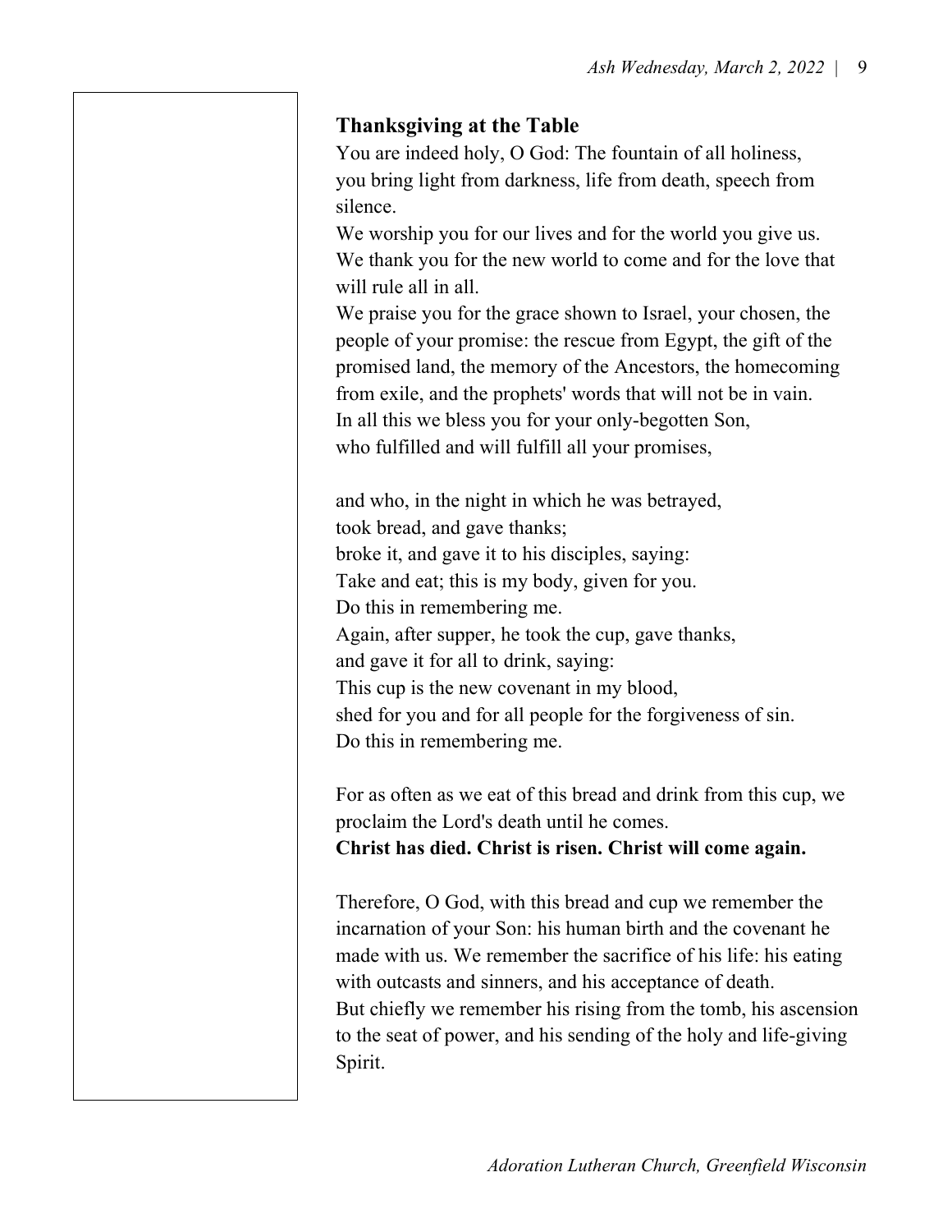## Thanksgiving at the Table

You are indeed holy, O God: The fountain of all holiness,
you bring light from darkness, life from death, speech from silence.
We worship you for our lives and for the world you give us.
We thank you for the new world to come and for the love that will rule all in all.
We praise you for the grace shown to Israel, your chosen, the people of your promise: the rescue from Egypt, the gift of the promised land, the memory of the Ancestors, the homecoming from exile, and the prophets' words that will not be in vain.
In all this we bless you for your only-begotten Son,
who fulfilled and will fulfill all your promises,

and who, in the night in which he was betrayed,
took bread, and gave thanks;
broke it, and gave it to his disciples, saying:
Take and eat; this is my body, given for you.
Do this in remembering me.
Again, after supper, he took the cup, gave thanks,
and gave it for all to drink, saying:
This cup is the new covenant in my blood,
shed for you and for all people for the forgiveness of sin.
Do this in remembering me.

For as often as we eat of this bread and drink from this cup, we proclaim the Lord's death until he comes.
**Christ has died. Christ is risen. Christ will come again.**

Therefore, O God, with this bread and cup we remember the incarnation of your Son: his human birth and the covenant he made with us. We remember the sacrifice of his life: his eating with outcasts and sinners, and his acceptance of death.
But chiefly we remember his rising from the tomb, his ascension to the seat of power, and his sending of the holy and life-giving Spirit.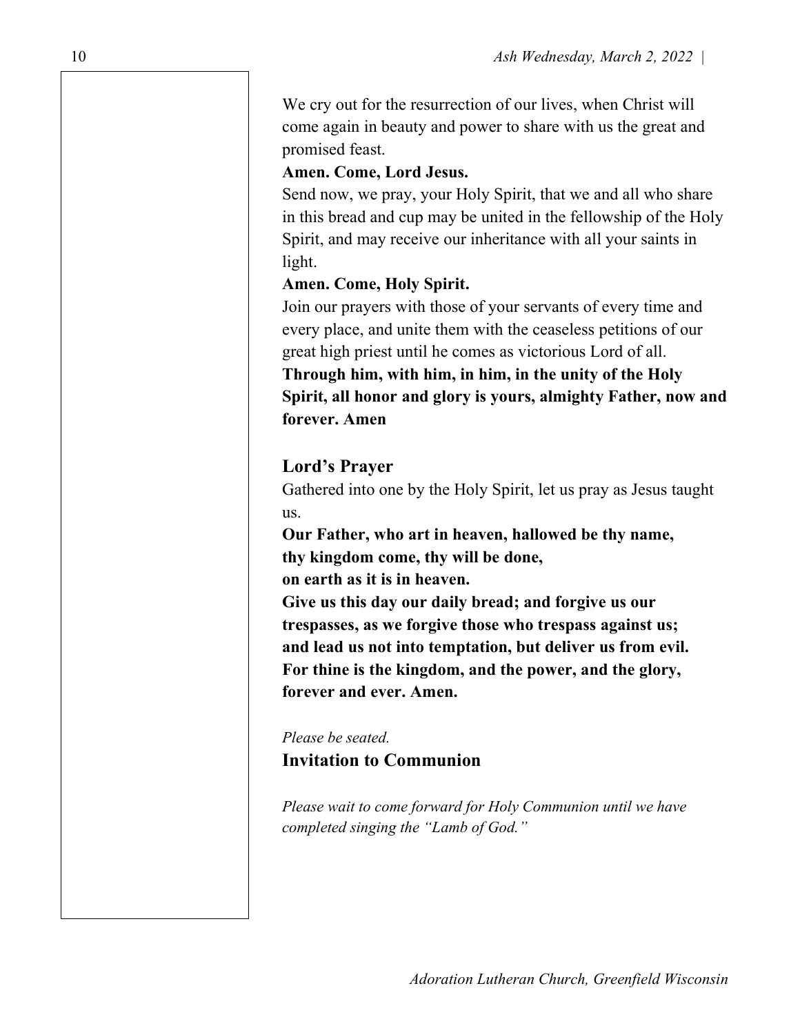We cry out for the resurrection of our lives, when Christ will come again in beauty and power to share with us the great and promised feast.

**Amen. Come, Lord Jesus.**

Send now, we pray, your Holy Spirit, that we and all who share in this bread and cup may be united in the fellowship of the Holy Spirit, and may receive our inheritance with all your saints in light.

**Amen. Come, Holy Spirit.**

Join our prayers with those of your servants of every time and every place, and unite them with the ceaseless petitions of our great high priest until he comes as victorious Lord of all.

**Through him, with him, in him, in the unity of the Holy Spirit, all honor and glory is yours, almighty Father, now and forever. Amen**

## Lord's Prayer

Gathered into one by the Holy Spirit, let us pray as Jesus taught us.

**Our Father, who art in heaven, hallowed be thy name,**
**thy kingdom come, thy will be done,**
**on earth as it is in heaven.**
**Give us this day our daily bread; and forgive us our trespasses, as we forgive those who trespass against us;**
**and lead us not into temptation, but deliver us from evil.**
**For thine is the kingdom, and the power, and the glory, forever and ever. Amen.**

*Please be seated.*

## Invitation to Communion

*Please wait to come forward for Holy Communion until we have completed singing the "Lamb of God."*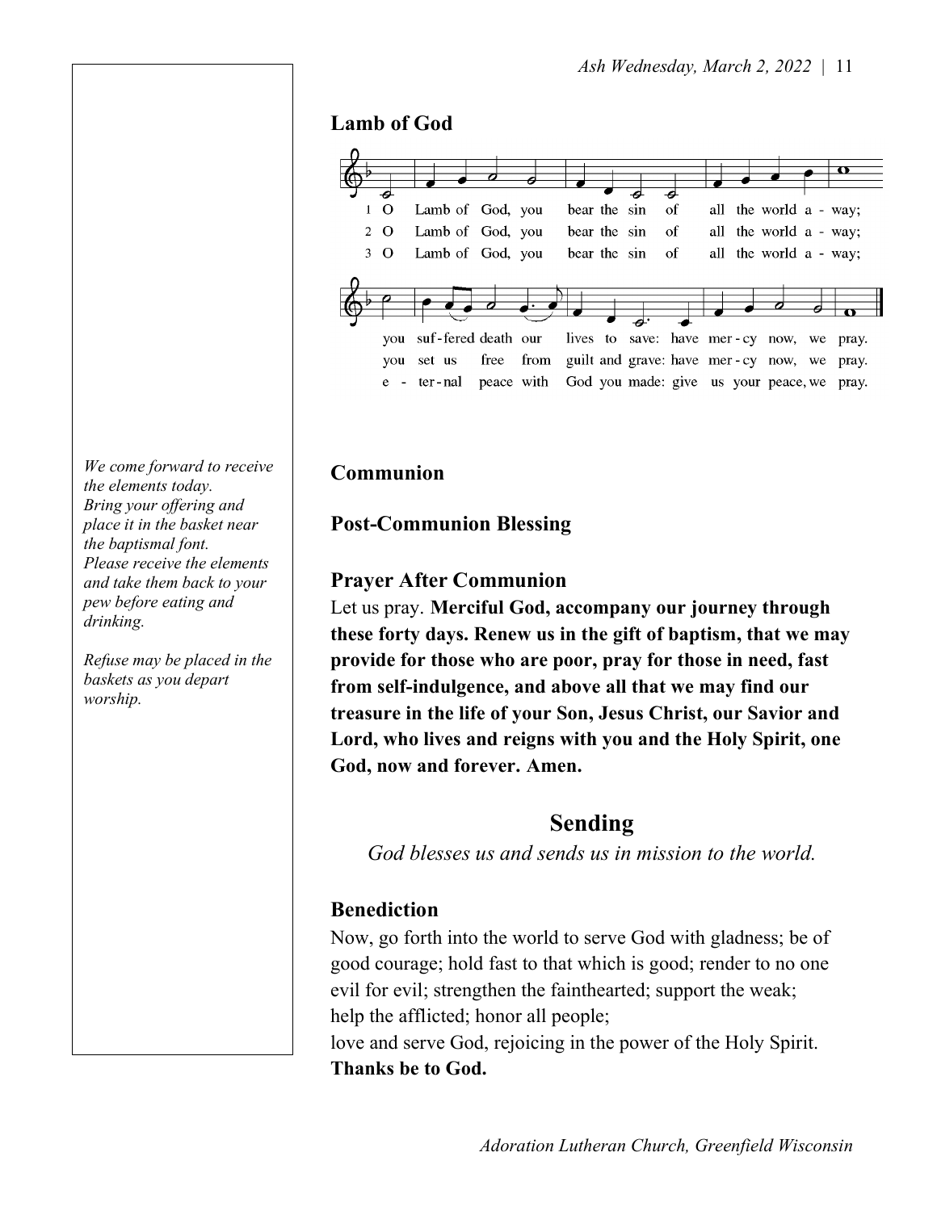## Lamb of God

1 O Lamb of God, you bear the sin of all the world a - way;
you suf - fered death our lives to save: have mer - cy now, we pray.

2 O Lamb of God, you bear the sin of all the world a - way;
you set us free from guilt and grave: have mer - cy now, we pray.

3 O Lamb of God, you bear the sin of all the world a - way;
e - ter - nal peace with God you made: give us your peace, we pray.

*We come forward to receive the elements today.*
*Bring your offering and place it in the basket near the baptismal font.*
*Please receive the elements and take them back to your pew before eating and drinking.*

*Refuse may be placed in the baskets as you depart worship.*

### Communion

### Post-Communion Blessing

### Prayer After Communion

Let us pray. **Merciful God, accompany our journey through these forty days. Renew us in the gift of baptism, that we may provide for those who are poor, pray for those in need, fast from self-indulgence, and above all that we may find our treasure in the life of your Son, Jesus Christ, our Savior and Lord, who lives and reigns with you and the Holy Spirit, one God, now and forever. Amen.**

## Sending

*God blesses us and sends us in mission to the world.*

### Benediction

Now, go forth into the world to serve God with gladness; be of good courage; hold fast to that which is good; render to no one evil for evil; strengthen the fainthearted; support the weak; help the afflicted; honor all people;
love and serve God, rejoicing in the power of the Holy Spirit.
**Thanks be to God.**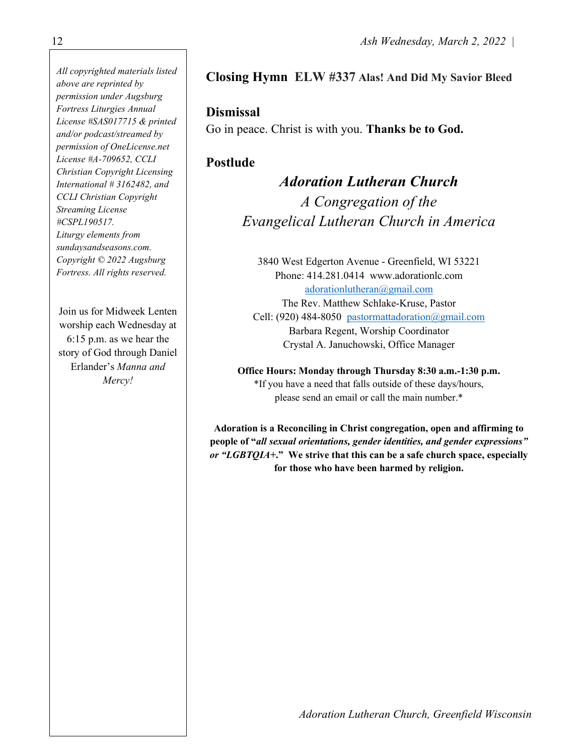*All copyrighted materials listed above are reprinted by permission under Augsburg Fortress Liturgies Annual License #SAS017715 & printed and/or podcast/streamed by permission of OneLicense.net License #A-709652, CCLI Christian Copyright Licensing International # 3162482, and CCLI Christian Copyright Streaming License #CSPL190517. Liturgy elements from sundaysandseasons.com. Copyright © 2022 Augsburg Fortress. All rights reserved.*

Join us for Midweek Lenten worship each Wednesday at 6:15 p.m. as we hear the story of God through Daniel Erlander's *Manna and Mercy!*

## Closing Hymn ELW #337 Alas! And Did My Savior Bleed

## Dismissal

Go in peace. Christ is with you. **Thanks be to God.**

## Postlude

***Adoration Lutheran Church***

*A Congregation of the Evangelical Lutheran Church in America*

3840 West Edgerton Avenue - Greenfield, WI 53221
Phone: 414.281.0414 www.adorationlc.com
adorationlutheran@gmail.com
The Rev. Matthew Schlake-Kruse, Pastor
Cell: (920) 484-8050 pastormattadoration@gmail.com
Barbara Regent, Worship Coordinator
Crystal A. Januchowski, Office Manager

**Office Hours: Monday through Thursday 8:30 a.m.-1:30 p.m.**
*If you have a need that falls outside of these days/hours, please send an email or call the main number.*

**Adoration is a Reconciling in Christ congregation, open and affirming to people of "*all sexual orientations, gender identities, and gender expressions" or "LGBTQIA+*." We strive that this can be a safe church space, especially for those who have been harmed by religion.**